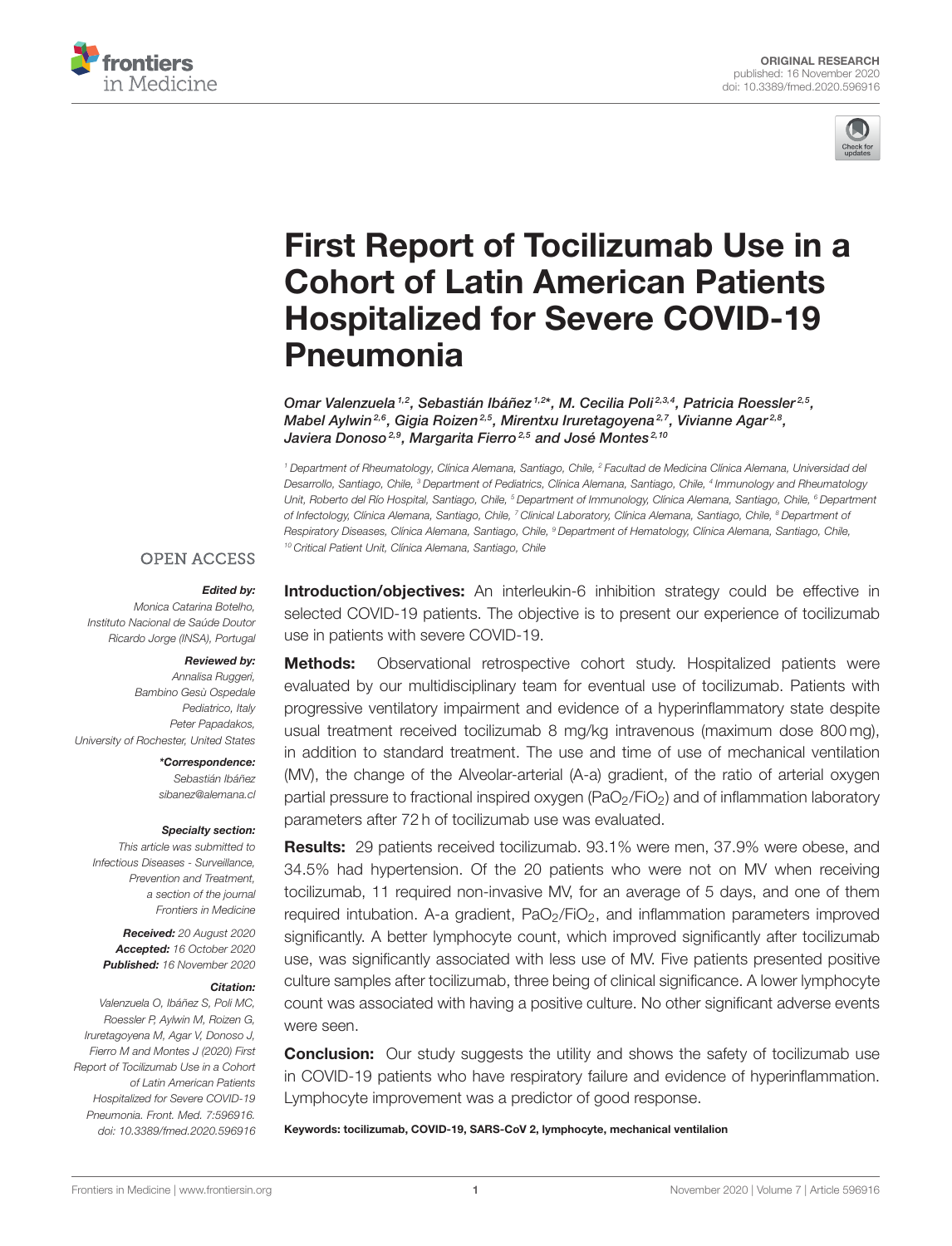ORIGINAL RESEARCH
published: 16 November 2020
doi: 10.3389/fmed.2020.596916

# First Report of Tocilizumab Use in a Cohort of Latin American Patients Hospitalized for Severe COVID-19 Pneumonia

*Omar Valenzuela[1,2], Sebastián Ibáñez[1,2]*, M. Cecilia Poli[2,3,4], Patricia Roessler[2,5], Mabel Aylwin[2,6], Gigia Roizen[2,5], Mirentxu Iruretagoyena[2,7], Vivianne Agar[2,8], Javiera Donoso[2,9], Margarita Fierro[2,5] and José Montes[2,10]*

[1] Department of Rheumatology, Clínica Alemana, Santiago, Chile, [2] Facultad de Medicina Clínica Alemana, Universidad del Desarrollo, Santiago, Chile, [3] Department of Pediatrics, Clínica Alemana, Santiago, Chile, [4] Immunology and Rheumatology Unit, Roberto del Río Hospital, Santiago, Chile, [5] Department of Immunology, Clínica Alemana, Santiago, Chile, [6] Department of Infectology, Clínica Alemana, Santiago, Chile, [7] Clinical Laboratory, Clínica Alemana, Santiago, Chile, [8] Department of Respiratory Diseases, Clínica Alemana, Santiago, Chile, [9] Department of Hematology, Clínica Alemana, Santiago, Chile, [10] Critical Patient Unit, Clínica Alemana, Santiago, Chile

OPEN ACCESS

***Edited by:***
Monica Catarina Botelho,
Instituto Nacional de Saúde Doutor Ricardo Jorge (INSA), Portugal

***Reviewed by:***
Annalisa Ruggeri,
Bambino Gesù Ospedale Pediatrico, Italy
Peter Papadakos,
University of Rochester, United States

***\*Correspondence:***
Sebastián Ibáñez
sibanez@alemana.cl

***Specialty section:***
This article was submitted to Infectious Diseases - Surveillance, Prevention and Treatment, a section of the journal Frontiers in Medicine

***Received:*** 20 August 2020
***Accepted:*** 16 October 2020
***Published:*** 16 November 2020

***Citation:***
Valenzuela O, Ibáñez S, Poli MC, Roessler P, Aylwin M, Roizen G, Iruretagoyena M, Agar V, Donoso J, Fierro M and Montes J (2020) First Report of Tocilizumab Use in a Cohort of Latin American Patients Hospitalized for Severe COVID-19 Pneumonia. Front. Med. 7:596916. doi: 10.3389/fmed.2020.596916

**Introduction/objectives:** An interleukin-6 inhibition strategy could be effective in selected COVID-19 patients. The objective is to present our experience of tocilizumab use in patients with severe COVID-19.

**Methods:** Observational retrospective cohort study. Hospitalized patients were evaluated by our multidisciplinary team for eventual use of tocilizumab. Patients with progressive ventilatory impairment and evidence of a hyperinflammatory state despite usual treatment received tocilizumab 8 mg/kg intravenous (maximum dose 800 mg), in addition to standard treatment. The use and time of use of mechanical ventilation (MV), the change of the Alveolar-arterial (A-a) gradient, of the ratio of arterial oxygen partial pressure to fractional inspired oxygen ($PaO_2/FiO_2$) and of inflammation laboratory parameters after 72 h of tocilizumab use was evaluated.

**Results:** 29 patients received tocilizumab. 93.1% were men, 37.9% were obese, and 34.5% had hypertension. Of the 20 patients who were not on MV when receiving tocilizumab, 11 required non-invasive MV, for an average of 5 days, and one of them required intubation. A-a gradient, $PaO_2/FiO_2$, and inflammation parameters improved significantly. A better lymphocyte count, which improved significantly after tocilizumab use, was significantly associated with less use of MV. Five patients presented positive culture samples after tocilizumab, three being of clinical significance. A lower lymphocyte count was associated with having a positive culture. No other significant adverse events were seen.

**Conclusion:** Our study suggests the utility and shows the safety of tocilizumab use in COVID-19 patients who have respiratory failure and evidence of hyperinflammation. Lymphocyte improvement was a predictor of good response.

**Keywords: tocilizumab, COVID-19, SARS-CoV 2, lymphocyte, mechanical ventilalion**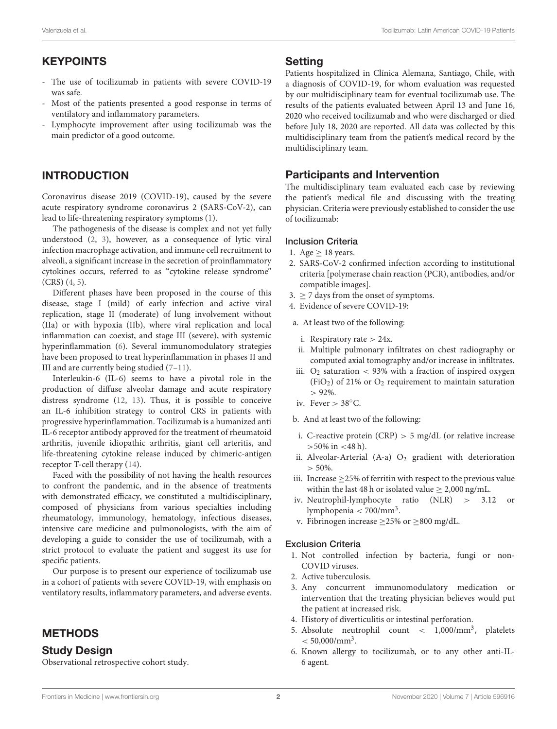## KEYPOINTS

- The use of tocilizumab in patients with severe COVID-19 was safe.
- Most of the patients presented a good response in terms of ventilatory and inflammatory parameters.
- Lymphocyte improvement after using tocilizumab was the main predictor of a good outcome.

## INTRODUCTION

Coronavirus disease 2019 (COVID-19), caused by the severe acute respiratory syndrome coronavirus 2 (SARS-CoV-2), can lead to life-threatening respiratory symptoms (1).

The pathogenesis of the disease is complex and not yet fully understood (2, 3), however, as a consequence of lytic viral infection macrophage activation, and immune cell recruitment to alveoli, a significant increase in the secretion of proinflammatory cytokines occurs, referred to as "cytokine release syndrome" (CRS) (4, 5).

Different phases have been proposed in the course of this disease, stage I (mild) of early infection and active viral replication, stage II (moderate) of lung involvement without (IIa) or with hypoxia (IIb), where viral replication and local inflammation can coexist, and stage III (severe), with systemic hyperinflammation (6). Several immunomodulatory strategies have been proposed to treat hyperinflammation in phases II and III and are currently being studied (7–11).

Interleukin-6 (IL-6) seems to have a pivotal role in the production of diffuse alveolar damage and acute respiratory distress syndrome (12, 13). Thus, it is possible to conceive an IL-6 inhibition strategy to control CRS in patients with progressive hyperinflammation. Tocilizumab is a humanized anti IL-6 receptor antibody approved for the treatment of rheumatoid arthritis, juvenile idiopathic arthritis, giant cell arteritis, and life-threatening cytokine release induced by chimeric-antigen receptor T-cell therapy (14).

Faced with the possibility of not having the health resources to confront the pandemic, and in the absence of treatments with demonstrated efficacy, we constituted a multidisciplinary, composed of physicians from various specialties including rheumatology, immunology, hematology, infectious diseases, intensive care medicine and pulmonologists, with the aim of developing a guide to consider the use of tocilizumab, with a strict protocol to evaluate the patient and suggest its use for specific patients.

Our purpose is to present our experience of tocilizumab use in a cohort of patients with severe COVID-19, with emphasis on ventilatory results, inflammatory parameters, and adverse events.

## METHODS

### Study Design

Observational retrospective cohort study.

### Setting

Patients hospitalized in Clínica Alemana, Santiago, Chile, with a diagnosis of COVID-19, for whom evaluation was requested by our multidisciplinary team for eventual tocilizumab use. The results of the patients evaluated between April 13 and June 16, 2020 who received tocilizumab and who were discharged or died before July 18, 2020 are reported. All data was collected by this multidisciplinary team from the patient's medical record by the multidisciplinary team.

### Participants and Intervention

The multidisciplinary team evaluated each case by reviewing the patient's medical file and discussing with the treating physician. Criteria were previously established to consider the use of tocilizumab:

#### Inclusion Criteria

1. Age $\geq$ 18 years.
2. SARS-CoV-2 confirmed infection according to institutional criteria [polymerase chain reaction (PCR), antibodies, and/or compatible images].
3. $\geq$ 7 days from the onset of symptoms.
4. Evidence of severe COVID-19:
   a. At least two of the following:
      i. Respiratory rate > 24x.
      ii. Multiple pulmonary infiltrates on chest radiography or computed axial tomography and/or increase in infiltrates.
      iii. $O_2$ saturation < 93% with a fraction of inspired oxygen ($FiO_2$) of 21% or $O_2$ requirement to maintain saturation > 92%.
      iv. Fever > 38°C.
   b. And at least two of the following:
      i. C-reactive protein (CRP) > 5 mg/dL (or relative increase >50% in <48 h).
      ii. Alveolar-Arterial (A-a) $O_2$ gradient with deterioration > 50%.
      iii. Increase $\geq$25% of ferritin with respect to the previous value within the last 48 h or isolated value $\geq$ 2,000 ng/mL.
      iv. Neutrophil-lymphocyte ratio (NLR) > 3.12 or lymphopenia < 700/$mm^3$.
      v. Fibrinogen increase $\geq$25% or $\geq$800 mg/dL.

#### Exclusion Criteria

1. Not controlled infection by bacteria, fungi or non-COVID viruses.
2. Active tuberculosis.
3. Any concurrent immunomodulatory medication or intervention that the treating physician believes would put the patient at increased risk.
4. History of diverticulitis or intestinal perforation.
5. Absolute neutrophil count < 1,000/$mm^3$, platelets < 50,000/$mm^3$.
6. Known allergy to tocilizumab, or to any other anti-IL-6 agent.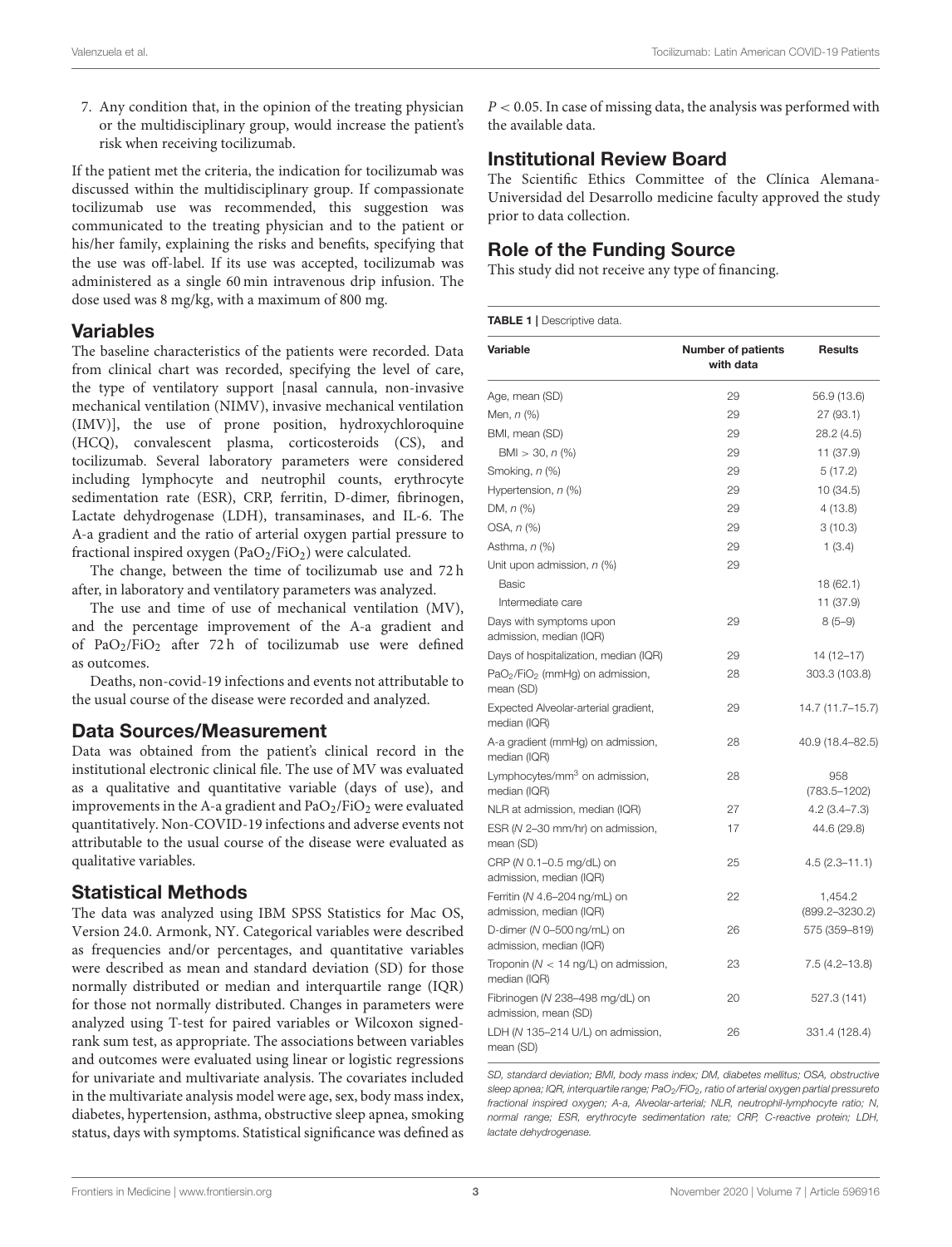7. Any condition that, in the opinion of the treating physician or the multidisciplinary group, would increase the patient's risk when receiving tocilizumab.

If the patient met the criteria, the indication for tocilizumab was discussed within the multidisciplinary group. If compassionate tocilizumab use was recommended, this suggestion was communicated to the treating physician and to the patient or his/her family, explaining the risks and benefits, specifying that the use was off-label. If its use was accepted, tocilizumab was administered as a single 60 min intravenous drip infusion. The dose used was 8 mg/kg, with a maximum of 800 mg.

## Variables

The baseline characteristics of the patients were recorded. Data from clinical chart was recorded, specifying the level of care, the type of ventilatory support [nasal cannula, non-invasive mechanical ventilation (NIMV), invasive mechanical ventilation (IMV)], the use of prone position, hydroxychloroquine (HCQ), convalescent plasma, corticosteroids (CS), and tocilizumab. Several laboratory parameters were considered including lymphocyte and neutrophil counts, erythrocyte sedimentation rate (ESR), CRP, ferritin, D-dimer, fibrinogen, Lactate dehydrogenase (LDH), transaminases, and IL-6. The A-a gradient and the ratio of arterial oxygen partial pressure to fractional inspired oxygen ($PaO_2/FiO_2$) were calculated.

The change, between the time of tocilizumab use and 72 h after, in laboratory and ventilatory parameters was analyzed.

The use and time of use of mechanical ventilation (MV), and the percentage improvement of the A-a gradient and of $PaO_2/FiO_2$ after 72 h of tocilizumab use were defined as outcomes.

Deaths, non-covid-19 infections and events not attributable to the usual course of the disease were recorded and analyzed.

## Data Sources/Measurement

Data was obtained from the patient's clinical record in the institutional electronic clinical file. The use of MV was evaluated as a qualitative and quantitative variable (days of use), and improvements in the A-a gradient and $PaO_2/FiO_2$ were evaluated quantitatively. Non-COVID-19 infections and adverse events not attributable to the usual course of the disease were evaluated as qualitative variables.

## Statistical Methods

The data was analyzed using IBM SPSS Statistics for Mac OS, Version 24.0. Armonk, NY. Categorical variables were described as frequencies and/or percentages, and quantitative variables were described as mean and standard deviation (SD) for those normally distributed or median and interquartile range (IQR) for those not normally distributed. Changes in parameters were analyzed using T-test for paired variables or Wilcoxon signed-rank sum test, as appropriate. The associations between variables and outcomes were evaluated using linear or logistic regressions for univariate and multivariate analysis. The covariates included in the multivariate analysis model were age, sex, body mass index, diabetes, hypertension, asthma, obstructive sleep apnea, smoking status, days with symptoms. Statistical significance was defined as $P < 0.05$. In case of missing data, the analysis was performed with the available data.

## Institutional Review Board

The Scientific Ethics Committee of the Clínica Alemana-Universidad del Desarrollo medicine faculty approved the study prior to data collection.

## Role of the Funding Source

This study did not receive any type of financing.

**TABLE 1** | Descriptive data.

| Variable | Number of patients with data | Results |
|---|---|---|
| Age, mean (SD) | 29 | 56.9 (13.6) |
| Men, *n* (%) | 29 | 27 (93.1) |
| BMI, mean (SD) | 29 | 28.2 (4.5) |
| BMI > 30, *n* (%) | 29 | 11 (37.9) |
| Smoking, *n* (%) | 29 | 5 (17.2) |
| Hypertension, *n* (%) | 29 | 10 (34.5) |
| DM, *n* (%) | 29 | 4 (13.8) |
| OSA, *n* (%) | 29 | 3 (10.3) |
| Asthma, *n* (%) | 29 | 1 (3.4) |
| Unit upon admission, *n* (%) | 29 | |
| Basic | | 18 (62.1) |
| Intermediate care | | 11 (37.9) |
| Days with symptoms upon admission, median (IQR) | 29 | 8 (5–9) |
| Days of hospitalization, median (IQR) | 29 | 14 (12–17) |
| $PaO_2/FiO_2$ (mmHg) on admission, mean (SD) | 28 | 303.3 (103.8) |
| Expected Alveolar-arterial gradient, median (IQR) | 29 | 14.7 (11.7–15.7) |
| A-a gradient (mmHg) on admission, median (IQR) | 28 | 40.9 (18.4–82.5) |
| Lymphocytes/mm$^3$ on admission, median (IQR) | 28 | 958 (783.5–1202) |
| NLR at admission, median (IQR) | 27 | 4.2 (3.4–7.3) |
| ESR (*N* 2–30 mm/hr) on admission, mean (SD) | 17 | 44.6 (29.8) |
| CRP (*N* 0.1–0.5 mg/dL) on admission, median (IQR) | 25 | 4.5 (2.3–11.1) |
| Ferritin (*N* 4.6–204 ng/mL) on admission, median (IQR) | 22 | 1,454.2 (899.2–3230.2) |
| D-dimer (*N* 0–500 ng/mL) on admission, median (IQR) | 26 | 575 (359–819) |
| Troponin (*N* < 14 ng/L) on admission, median (IQR) | 23 | 7.5 (4.2–13.8) |
| Fibrinogen (*N* 238–498 mg/dL) on admission, mean (SD) | 20 | 527.3 (141) |
| LDH (*N* 135–214 U/L) on admission, mean (SD) | 26 | 331.4 (128.4) |

*SD, standard deviation; BMI, body mass index; DM, diabetes mellitus; OSA, obstructive sleep apnea; IQR, interquartile range; $PaO_2/FiO_2$, ratio of arterial oxygen partial pressureto fractional inspired oxygen; A-a, Alveolar-arterial; NLR, neutrophil-lymphocyte ratio; N, normal range; ESR, erythrocyte sedimentation rate; CRP, C-reactive protein; LDH, lactate dehydrogenase.*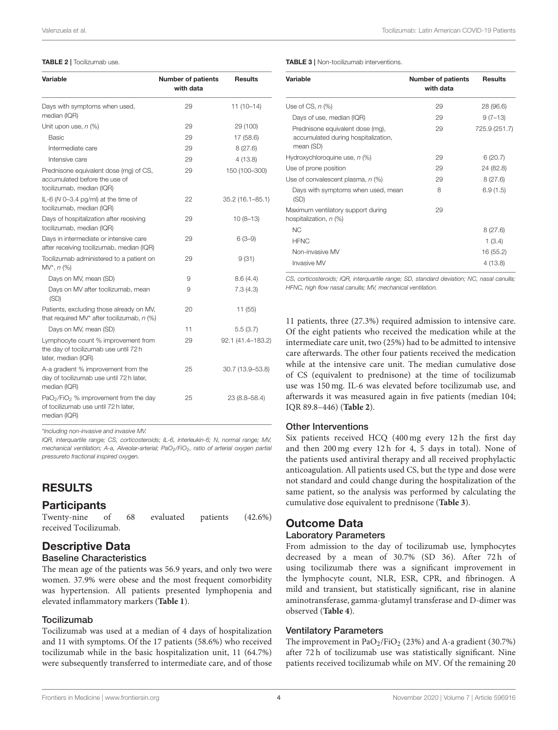**TABLE 2 |** Tocilizumab use.

| Variable | Number of patients with data | Results |
|---|---|---|
| Days with symptoms when used, median (IQR) | 29 | 11 (10–14) |
| Unit upon use, *n* (%) | 29 | 29 (100) |
| Basic | 29 | 17 (58.6) |
| Intermediate care | 29 | 8 (27.6) |
| Intensive care | 29 | 4 (13.8) |
| Prednisone equivalent dose (mg) of CS, accumulated before the use of tocilizumab, median (IQR) | 29 | 150 (100–300) |
| IL-6 (*N* 0–3.4 pg/ml) at the time of tocilizumab, median (IQR) | 22 | 35.2 (16.1–85.1) |
| Days of hospitalization after receiving tocilizumab, median (IQR) | 29 | 10 (8–13) |
| Days in intermediate or intensive care after receiving tocilizumab, median (IQR) | 29 | 6 (3–9) |
| Tocilizumab administered to a patient on MV*, *n* (%) | 29 | 9 (31) |
| Days on MV, mean (SD) | 9 | 8.6 (4.4) |
| Days on MV after tocilizumab, mean (SD) | 9 | 7.3 (4.3) |
| Patients, excluding those already on MV, that required MV* after tocilizumab, *n* (%) | 20 | 11 (55) |
| Days on MV, mean (SD) | 11 | 5.5 (3.7) |
| Lymphocyte count % improvement from the day of tocilizumab use until 72 h later, median (IQR) | 29 | 92.1 (41.4–183.2) |
| A-a gradient % improvement from the day of tocilizumab use until 72 h later, median (IQR) | 25 | 30.7 (13.9–53.8) |
| $PaO_2/FiO_2$ % improvement from the day of tocilizumab use until 72 h later, median (IQR) | 25 | 23 (8.8–58.4) |

*Including non-invasive and invasive MV.

*IQR, interquartile range; CS, corticosteroids; IL-6, interleukin-6; N, normal range; MV, mechanical ventilation; A-a, Alveolar-arterial; $PaO_2/FiO_2$, ratio of arterial oxygen partial pressureto fractional inspired oxygen.*

**TABLE 3 |** Non-tocilizumab interventions.

| Variable | Number of patients with data | Results |
|---|---|---|
| Use of CS, *n* (%) | 29 | 28 (96.6) |
| Days of use, median (IQR) | 29 | 9 (7–13) |
| Prednisone equivalent dose (mg), accumulated during hospitalization, mean (SD) | 29 | 725.9 (251.7) |
| Hydroxychloroquine use, *n* (%) | 29 | 6 (20.7) |
| Use of prone position | 29 | 24 (82.8) |
| Use of convalescent plasma, *n* (%) | 29 | 8 (27.6) |
| Days with symptoms when used, mean (SD) | 8 | 6.9 (1.5) |
| Maximum ventilatory support during hospitalization, *n* (%) | 29 | |
| NC | | 8 (27.6) |
| HFNC | | 1 (3.4) |
| Non-invasive MV | | 16 (55.2) |
| Invasive MV | | 4 (13.8) |

*CS, corticosteroids; IQR, interquartile range; SD, standard deviation; NC, nasal cannula; HFNC, high flow nasal canulla; MV, mechanical ventilation.*

# RESULTS

## Participants

Twenty-nine of 68 evaluated patients (42.6%) received Tocilizumab.

## Descriptive Data

### Baseline Characteristics

The mean age of the patients was 56.9 years, and only two were women. 37.9% were obese and the most frequent comorbidity was hypertension. All patients presented lymphopenia and elevated inflammatory markers (**Table 1**).

### Tocilizumab

Tocilizumab was used at a median of 4 days of hospitalization and 11 with symptoms. Of the 17 patients (58.6%) who received tocilizumab while in the basic hospitalization unit, 11 (64.7%) were subsequently transferred to intermediate care, and of those 11 patients, three (27.3%) required admission to intensive care. Of the eight patients who received the medication while at the intermediate care unit, two (25%) had to be admitted to intensive care afterwards. The other four patients received the medication while at the intensive care unit. The median cumulative dose of CS (equivalent to prednisone) at the time of tocilizumab use was 150 mg. IL-6 was elevated before tocilizumab use, and afterwards it was measured again in five patients (median 104; IQR 89.8–446) (**Table 2**).

### Other Interventions

Six patients received HCQ (400 mg every 12 h the first day and then 200 mg every 12 h for 4, 5 days in total). None of the patients used antiviral therapy and all received prophylactic anticoagulation. All patients used CS, but the type and dose were not standard and could change during the hospitalization of the same patient, so the analysis was performed by calculating the cumulative dose equivalent to prednisone (**Table 3**).

## Outcome Data

### Laboratory Parameters

From admission to the day of tocilizumab use, lymphocytes decreased by a mean of 30.7% (SD 36). After 72 h of using tocilizumab there was a significant improvement in the lymphocyte count, NLR, ESR, CPR, and fibrinogen. A mild and transient, but statistically significant, rise in alanine aminotransferase, gamma-glutamyl transferase and D-dimer was observed (**Table 4**).

### Ventilatory Parameters

The improvement in $PaO_2/FiO_2$ (23%) and A-a gradient (30.7%) after 72 h of tocilizumab use was statistically significant. Nine patients received tocilizumab while on MV. Of the remaining 20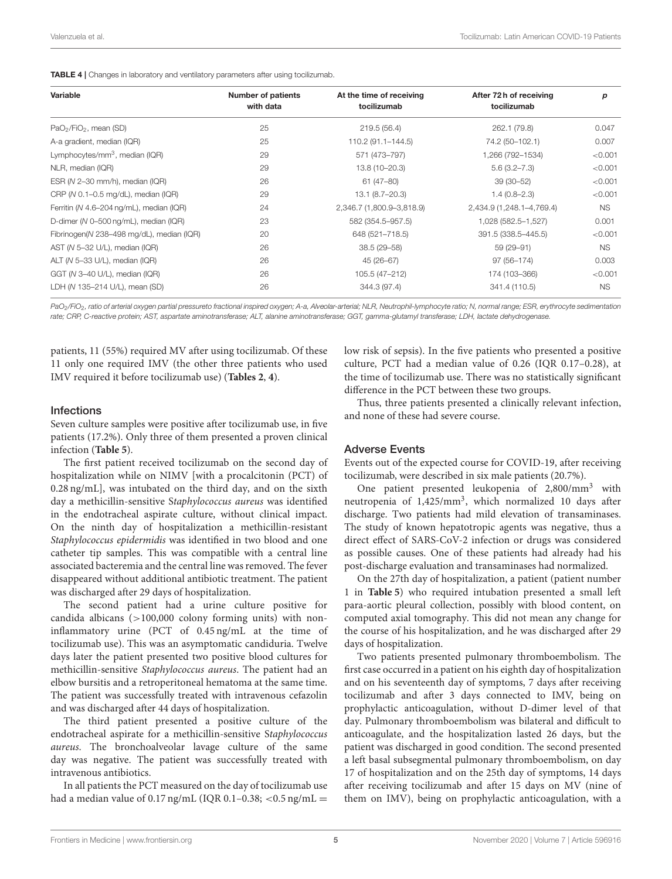**TABLE 4 |** Changes in laboratory and ventilatory parameters after using tocilizumab.

| Variable | Number of patients with data | At the time of receiving tocilizumab | After 72 h of receiving tocilizumab | *p* |
|---|---|---|---|---|
| $PaO_2/FiO_2$, mean (SD) | 25 | 219.5 (56.4) | 262.1 (79.8) | 0.047 |
| A-a gradient, median (IQR) | 25 | 110.2 (91.1–144.5) | 74.2 (50–102.1) | 0.007 |
| Lymphocytes/$mm^3$, median (IQR) | 29 | 571 (473–797) | 1,266 (792–1534) | <0.001 |
| NLR, median (IQR) | 29 | 13.8 (10–20.3) | 5.6 (3.2–7.3) | <0.001 |
| ESR (*N* 2–30 mm/h), median (IQR) | 26 | 61 (47–80) | 39 (30–52) | <0.001 |
| CRP (*N* 0.1–0.5 mg/dL), median (IQR) | 29 | 13.1 (8.7–20.3) | 1.4 (0.8–2.3) | <0.001 |
| Ferritin (*N* 4.6–204 ng/mL), median (IQR) | 24 | 2,346.7 (1,800.9–3,818.9) | 2,434.9 (1,248.1–4,769.4) | NS |
| D-dimer (*N* 0–500 ng/mL), median (IQR) | 23 | 582 (354.5–957.5) | 1,028 (582.5–1,527) | 0.001 |
| Fibrinogen(*N* 238–498 mg/dL), median (IQR) | 20 | 648 (521–718.5) | 391.5 (338.5–445.5) | <0.001 |
| AST (*N* 5–32 U/L), median (IQR) | 26 | 38.5 (29–58) | 59 (29–91) | NS |
| ALT (*N* 5–33 U/L), median (IQR) | 26 | 45 (26–67) | 97 (56–174) | 0.003 |
| GGT (*N* 3–40 U/L), median (IQR) | 26 | 105.5 (47–212) | 174 (103–366) | <0.001 |
| LDH (*N* 135–214 U/L), mean (SD) | 26 | 344.3 (97.4) | 341.4 (110.5) | NS |

*$PaO_2/FiO_2$, ratio of arterial oxygen partial pressureto fractional inspired oxygen; A-a, Alveolar-arterial; NLR, Neutrophil-lymphocyte ratio; N, normal range; ESR, erythrocyte sedimentation rate; CRP, C-reactive protein; AST, aspartate aminotransferase; ALT, alanine aminotransferase; GGT, gamma-glutamyl transferase; LDH, lactate dehydrogenase.*

patients, 11 (55%) required MV after using tocilizumab. Of these 11 only one required IMV (the other three patients who used IMV required it before tocilizumab use) (**Tables 2**, **4**).

### Infections

Seven culture samples were positive after tocilizumab use, in five patients (17.2%). Only three of them presented a proven clinical infection (**Table 5**).

The first patient received tocilizumab on the second day of hospitalization while on NIMV [with a procalcitonin (PCT) of 0.28 ng/mL], was intubated on the third day, and on the sixth day a methicillin-sensitive *Staphylococcus aureus* was identified in the endotracheal aspirate culture, without clinical impact. On the ninth day of hospitalization a methicillin-resistant *Staphylococcus epidermidis* was identified in two blood and one catheter tip samples. This was compatible with a central line associated bacteremia and the central line was removed. The fever disappeared without additional antibiotic treatment. The patient was discharged after 29 days of hospitalization.

The second patient had a urine culture positive for candida albicans (>100,000 colony forming units) with non-inflammatory urine (PCT of 0.45 ng/mL at the time of tocilizumab use). This was an asymptomatic candiduria. Twelve days later the patient presented two positive blood cultures for methicillin-sensitive *Staphylococcus aureus*. The patient had an elbow bursitis and a retroperitoneal hematoma at the same time. The patient was successfully treated with intravenous cefazolin and was discharged after 44 days of hospitalization.

The third patient presented a positive culture of the endotracheal aspirate for a methicillin-sensitive *Staphylococcus aureus*. The bronchoalveolar lavage culture of the same day was negative. The patient was successfully treated with intravenous antibiotics.

In all patients the PCT measured on the day of tocilizumab use had a median value of 0.17 ng/mL (IQR 0.1–0.38; <0.5 ng/mL = low risk of sepsis). In the five patients who presented a positive culture, PCT had a median value of 0.26 (IQR 0.17–0.28), at the time of tocilizumab use. There was no statistically significant difference in the PCT between these two groups.

Thus, three patients presented a clinically relevant infection, and none of these had severe course.

### Adverse Events

Events out of the expected course for COVID-19, after receiving tocilizumab, were described in six male patients (20.7%).

One patient presented leukopenia of 2,800/$mm^3$ with neutropenia of 1,425/$mm^3$, which normalized 10 days after discharge. Two patients had mild elevation of transaminases. The study of known hepatotropic agents was negative, thus a direct effect of SARS-CoV-2 infection or drugs was considered as possible causes. One of these patients had already had his post-discharge evaluation and transaminases had normalized.

On the 27th day of hospitalization, a patient (patient number 1 in **Table 5**) who required intubation presented a small left para-aortic pleural collection, possibly with blood content, on computed axial tomography. This did not mean any change for the course of his hospitalization, and he was discharged after 29 days of hospitalization.

Two patients presented pulmonary thromboembolism. The first case occurred in a patient on his eighth day of hospitalization and on his seventeenth day of symptoms, 7 days after receiving tocilizumab and after 3 days connected to IMV, being on prophylactic anticoagulation, without D-dimer level of that day. Pulmonary thromboembolism was bilateral and difficult to anticoagulate, and the hospitalization lasted 26 days, but the patient was discharged in good condition. The second presented a left basal subsegmental pulmonary thromboembolism, on day 17 of hospitalization and on the 25th day of symptoms, 14 days after receiving tocilizumab and after 15 days on MV (nine of them on IMV), being on prophylactic anticoagulation, with a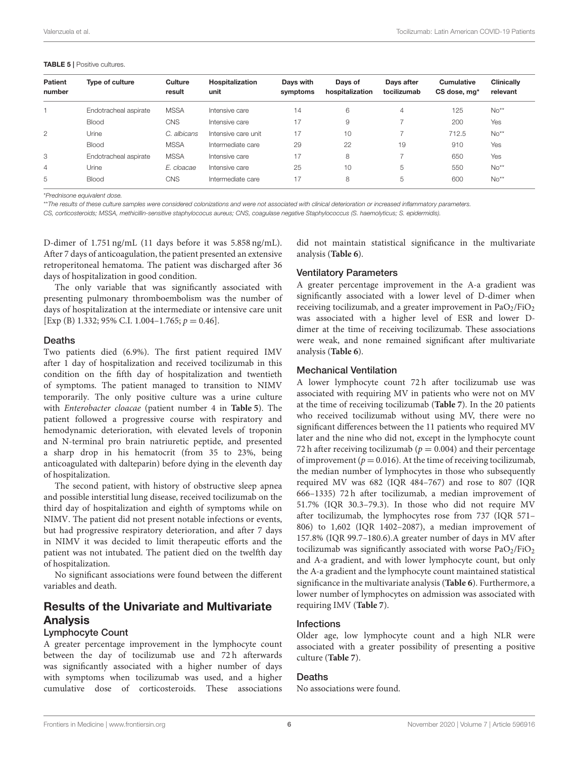**TABLE 5 |** Positive cultures.

| Patient number | Type of culture | Culture result | Hospitalization unit | Days with symptoms | Days of hospitalization | Days after tocilizumab | Cumulative CS dose, mg* | Clinically relevant |
|---|---|---|---|---|---|---|---|---|
| 1 | Endotracheal aspirate | MSSA | Intensive care | 14 | 6 | 4 | 125 | No** |
| | Blood | CNS | Intensive care | 17 | 9 | 7 | 200 | Yes |
| 2 | Urine | *C. albicans* | Intensive care unit | 17 | 10 | 7 | 712.5 | No** |
| | Blood | MSSA | Intermediate care | 29 | 22 | 19 | 910 | Yes |
| 3 | Endotracheal aspirate | MSSA | Intensive care | 17 | 8 | 7 | 650 | Yes |
| 4 | Urine | *E. cloacae* | Intensive care | 25 | 10 | 5 | 550 | No** |
| 5 | Blood | CNS | Intermediate care | 17 | 8 | 5 | 600 | No** |

*Prednisone equivalent dose.

**The results of these culture samples were considered colonizations and were not associated with clinical deterioration or increased inflammatory parameters.

CS, corticosteroids; MSSA, methicillin-sensitive staphylococus aureus; CNS, coagulase negative Staphylococcus (S. haemolyticus; S. epidermidis).

D-dimer of 1.751 ng/mL (11 days before it was 5.858 ng/mL). After 7 days of anticoagulation, the patient presented an extensive retroperitoneal hematoma. The patient was discharged after 36 days of hospitalization in good condition.

The only variable that was significantly associated with presenting pulmonary thromboembolism was the number of days of hospitalization at the intermediate or intensive care unit [Exp (B) 1.332; 95% C.I. 1.004–1.765; $p = 0.46$].

### Deaths

Two patients died (6.9%). The first patient required IMV after 1 day of hospitalization and received tocilizumab in this condition on the fifth day of hospitalization and twentieth of symptoms. The patient managed to transition to NIMV temporarily. The only positive culture was a urine culture with *Enterobacter cloacae* (patient number 4 in **Table 5**). The patient followed a progressive course with respiratory and hemodynamic deterioration, with elevated levels of troponin and N-terminal pro brain natriuretic peptide, and presented a sharp drop in his hematocrit (from 35 to 23%, being anticoagulated with dalteparin) before dying in the eleventh day of hospitalization.

The second patient, with history of obstructive sleep apnea and possible interstitial lung disease, received tocilizumab on the third day of hospitalization and eighth of symptoms while on NIMV. The patient did not present notable infections or events, but had progressive respiratory deterioration, and after 7 days in NIMV it was decided to limit therapeutic efforts and the patient was not intubated. The patient died on the twelfth day of hospitalization.

No significant associations were found between the different variables and death.

## Results of the Univariate and Multivariate Analysis

### Lymphocyte Count

A greater percentage improvement in the lymphocyte count between the day of tocilizumab use and 72 h afterwards was significantly associated with a higher number of days with symptoms when tocilizumab was used, and a higher cumulative dose of corticosteroids. These associations did not maintain statistical significance in the multivariate analysis (**Table 6**).

### Ventilatory Parameters

A greater percentage improvement in the A-a gradient was significantly associated with a lower level of D-dimer when receiving tocilizumab, and a greater improvement in $PaO_2/FiO_2$ was associated with a higher level of ESR and lower D-dimer at the time of receiving tocilizumab. These associations were weak, and none remained significant after multivariate analysis (**Table 6**).

### Mechanical Ventilation

A lower lymphocyte count 72 h after tocilizumab use was associated with requiring MV in patients who were not on MV at the time of receiving tocilizumab (**Table 7**). In the 20 patients who received tocilizumab without using MV, there were no significant differences between the 11 patients who required MV later and the nine who did not, except in the lymphocyte count 72 h after receiving tocilizumab ($p = 0.004$) and their percentage of improvement ($p = 0.016$). At the time of receiving tocilizumab, the median number of lymphocytes in those who subsequently required MV was 682 (IQR 484–767) and rose to 807 (IQR 666–1335) 72 h after tocilizumab, a median improvement of 51.7% (IQR 30.3–79.3). In those who did not require MV after tocilizumab, the lymphocytes rose from 737 (IQR 571–806) to 1,602 (IQR 1402–2087), a median improvement of 157.8% (IQR 99.7–180.6).A greater number of days in MV after tocilizumab was significantly associated with worse $PaO_2/FiO_2$ and A-a gradient, and with lower lymphocyte count, but only the A-a gradient and the lymphocyte count maintained statistical significance in the multivariate analysis (**Table 6**). Furthermore, a lower number of lymphocytes on admission was associated with requiring IMV (**Table 7**).

### Infections

Older age, low lymphocyte count and a high NLR were associated with a greater possibility of presenting a positive culture (**Table 7**).

### Deaths

No associations were found.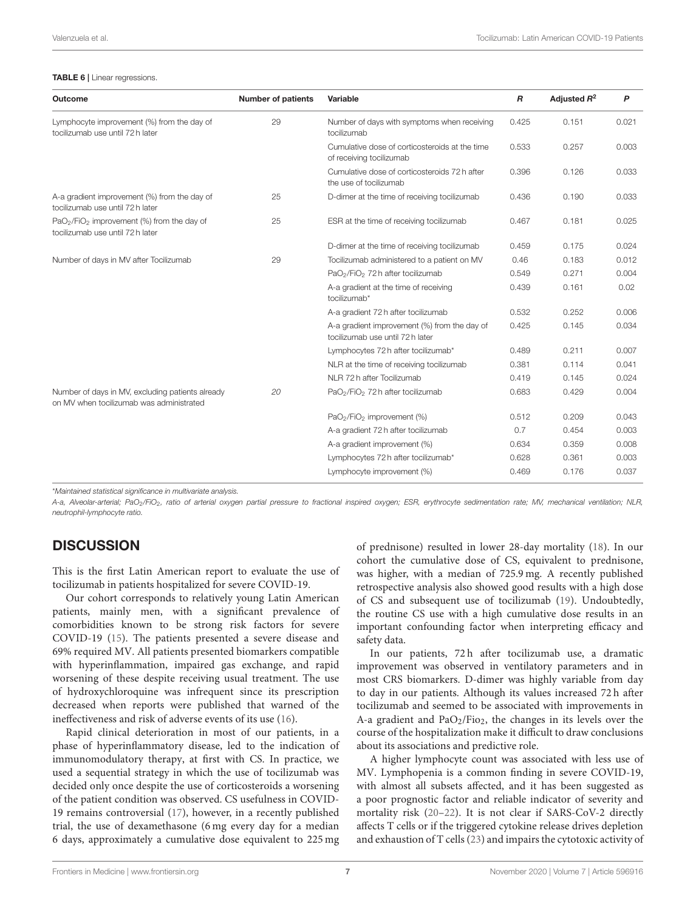**TABLE 6** | Linear regressions.

| Outcome | Number of patients | Variable | *R* | Adjusted $R^2$ | *P* |
|---|---|---|---|---|---|
| Lymphocyte improvement (%) from the day of tocilizumab use until 72 h later | 29 | Number of days with symptoms when receiving tocilizumab | 0.425 | 0.151 | 0.021 |
| | | Cumulative dose of corticosteroids at the time of receiving tocilizumab | 0.533 | 0.257 | 0.003 |
| | | Cumulative dose of corticosteroids 72 h after the use of tocilizumab | 0.396 | 0.126 | 0.033 |
| A-a gradient improvement (%) from the day of tocilizumab use until 72 h later | 25 | D-dimer at the time of receiving tocilizumab | 0.436 | 0.190 | 0.033 |
| $PaO_2/FiO_2$ improvement (%) from the day of tocilizumab use until 72 h later | 25 | ESR at the time of receiving tocilizumab | 0.467 | 0.181 | 0.025 |
| | | D-dimer at the time of receiving tocilizumab | 0.459 | 0.175 | 0.024 |
| Number of days in MV after Tocilizumab | 29 | Tocilizumab administered to a patient on MV | 0.46 | 0.183 | 0.012 |
| | | $PaO_2/FiO_2$ 72 h after tocilizumab | 0.549 | 0.271 | 0.004 |
| | | A-a gradient at the time of receiving tocilizumab* | 0.439 | 0.161 | 0.02 |
| | | A-a gradient 72 h after tocilizumab | 0.532 | 0.252 | 0.006 |
| | | A-a gradient improvement (%) from the day of tocilizumab use until 72 h later | 0.425 | 0.145 | 0.034 |
| | | Lymphocytes 72 h after tocilizumab* | 0.489 | 0.211 | 0.007 |
| | | NLR at the time of receiving tocilizumab | 0.381 | 0.114 | 0.041 |
| | | NLR 72 h after Tocilizumab | 0.419 | 0.145 | 0.024 |
| Number of days in MV, excluding patients already on MV when tocilizumab was administered | *20* | $PaO_2/FiO_2$ 72 h after tocilizumab | 0.683 | 0.429 | 0.004 |
| | | $PaO_2/FiO_2$ improvement (%) | 0.512 | 0.209 | 0.043 |
| | | A-a gradient 72 h after tocilizumab | 0.7 | 0.454 | 0.003 |
| | | A-a gradient improvement (%) | 0.634 | 0.359 | 0.008 |
| | | Lymphocytes 72 h after tocilizumab* | 0.628 | 0.361 | 0.003 |
| | | Lymphocyte improvement (%) | 0.469 | 0.176 | 0.037 |

*Maintained statistical significance in multivariate analysis.

*A-a, Alveolar-arterial; $PaO_2/FiO_2$, ratio of arterial oxygen partial pressure to fractional inspired oxygen; ESR, erythrocyte sedimentation rate; MV, mechanical ventilation; NLR, neutrophil-lymphocyte ratio.*

## DISCUSSION

This is the first Latin American report to evaluate the use of tocilizumab in patients hospitalized for severe COVID-19.

Our cohort corresponds to relatively young Latin American patients, mainly men, with a significant prevalence of comorbidities known to be strong risk factors for severe COVID-19 (15). The patients presented a severe disease and 69% required MV. All patients presented biomarkers compatible with hyperinflammation, impaired gas exchange, and rapid worsening of these despite receiving usual treatment. The use of hydroxychloroquine was infrequent since its prescription decreased when reports were published that warned of the ineffectiveness and risk of adverse events of its use (16).

Rapid clinical deterioration in most of our patients, in a phase of hyperinflammatory disease, led to the indication of immunomodulatory therapy, at first with CS. In practice, we used a sequential strategy in which the use of tocilizumab was decided only once despite the use of corticosteroids a worsening of the patient condition was observed. CS usefulness in COVID-19 remains controversial (17), however, in a recently published trial, the use of dexamethasone (6 mg every day for a median 6 days, approximately a cumulative dose equivalent to 225 mg of prednisone) resulted in lower 28-day mortality (18). In our cohort the cumulative dose of CS, equivalent to prednisone, was higher, with a median of 725.9 mg. A recently published retrospective analysis also showed good results with a high dose of CS and subsequent use of tocilizumab (19). Undoubtedly, the routine CS use with a high cumulative dose results in an important confounding factor when interpreting efficacy and safety data.

In our patients, 72 h after tocilizumab use, a dramatic improvement was observed in ventilatory parameters and in most CRS biomarkers. D-dimer was highly variable from day to day in our patients. Although its values increased 72 h after tocilizumab and seemed to be associated with improvements in A-a gradient and $PaO_2/Fio_2$, the changes in its levels over the course of the hospitalization make it difficult to draw conclusions about its associations and predictive role.

A higher lymphocyte count was associated with less use of MV. Lymphopenia is a common finding in severe COVID-19, with almost all subsets affected, and it has been suggested as a poor prognostic factor and reliable indicator of severity and mortality risk (20–22). It is not clear if SARS-CoV-2 directly affects T cells or if the triggered cytokine release drives depletion and exhaustion of T cells (23) and impairs the cytotoxic activity of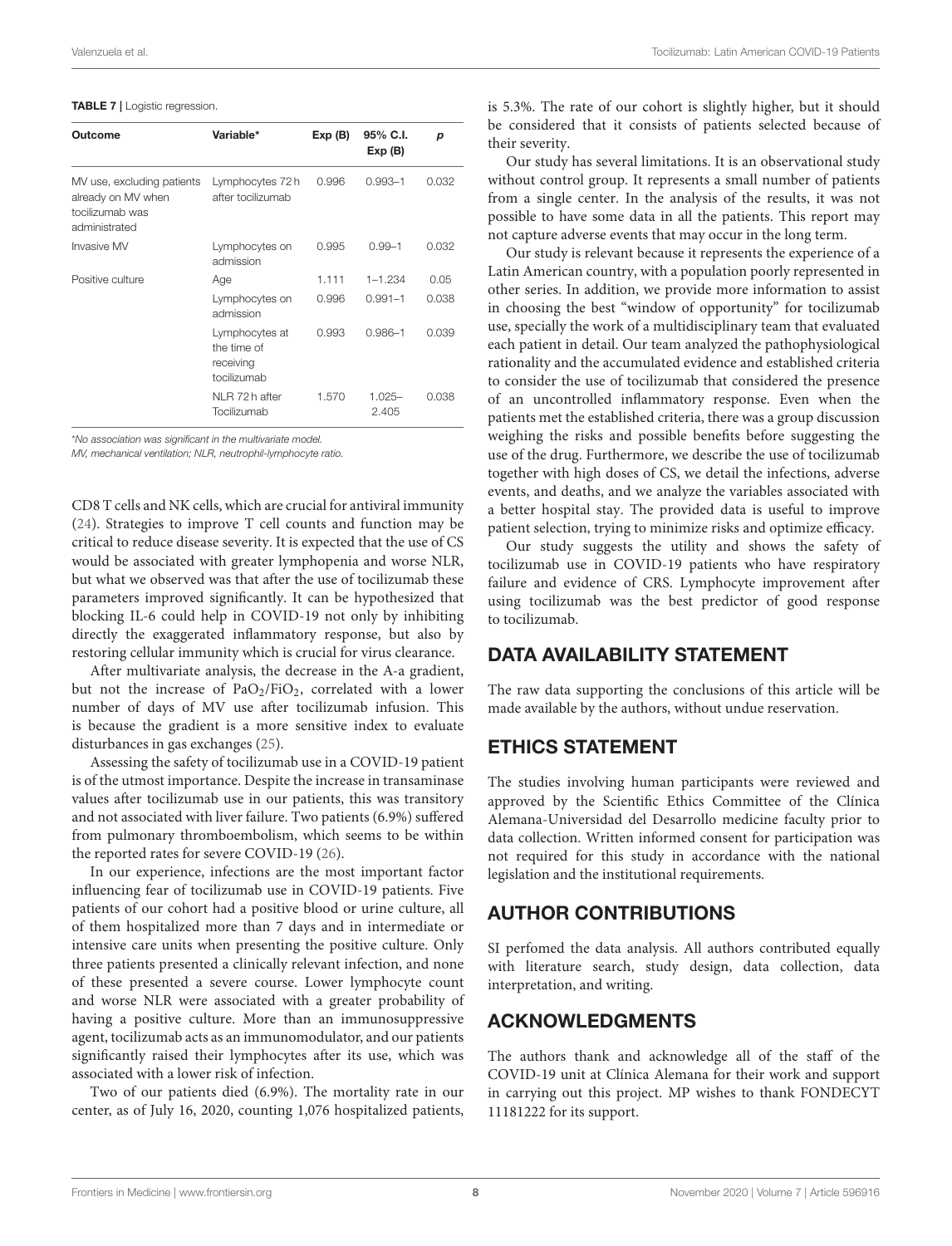**TABLE 7** | Logistic regression.

| Outcome | Variable* | Exp (B) | 95% C.I. Exp (B) | p |
|---|---|---|---|---|
| MV use, excluding patients already on MV when tocilizumab was administrated | Lymphocytes 72 h after tocilizumab | 0.996 | 0.993–1 | 0.032 |
| Invasive MV | Lymphocytes on admission | 0.995 | 0.99–1 | 0.032 |
| Positive culture | Age | 1.111 | 1–1.234 | 0.05 |
| | Lymphocytes on admission | 0.996 | 0.991–1 | 0.038 |
| | Lymphocytes at the time of receiving tocilizumab | 0.993 | 0.986–1 | 0.039 |
| | NLR 72 h after Tocilizumab | 1.570 | 1.025–2.405 | 0.038 |

*No association was significant in the multivariate model.
MV, mechanical ventilation; NLR, neutrophil-lymphocyte ratio.

CD8 T cells and NK cells, which are crucial for antiviral immunity (24). Strategies to improve T cell counts and function may be critical to reduce disease severity. It is expected that the use of CS would be associated with greater lymphopenia and worse NLR, but what we observed was that after the use of tocilizumab these parameters improved significantly. It can be hypothesized that blocking IL-6 could help in COVID-19 not only by inhibiting directly the exaggerated inflammatory response, but also by restoring cellular immunity which is crucial for virus clearance.

After multivariate analysis, the decrease in the A-a gradient, but not the increase of $PaO_2/FiO_2$, correlated with a lower number of days of MV use after tocilizumab infusion. This is because the gradient is a more sensitive index to evaluate disturbances in gas exchanges (25).

Assessing the safety of tocilizumab use in a COVID-19 patient is of the utmost importance. Despite the increase in transaminase values after tocilizumab use in our patients, this was transitory and not associated with liver failure. Two patients (6.9%) suffered from pulmonary thromboembolism, which seems to be within the reported rates for severe COVID-19 (26).

In our experience, infections are the most important factor influencing fear of tocilizumab use in COVID-19 patients. Five patients of our cohort had a positive blood or urine culture, all of them hospitalized more than 7 days and in intermediate or intensive care units when presenting the positive culture. Only three patients presented a clinically relevant infection, and none of these presented a severe course. Lower lymphocyte count and worse NLR were associated with a greater probability of having a positive culture. More than an immunosuppressive agent, tocilizumab acts as an immunomodulator, and our patients significantly raised their lymphocytes after its use, which was associated with a lower risk of infection.

Two of our patients died (6.9%). The mortality rate in our center, as of July 16, 2020, counting 1,076 hospitalized patients, is 5.3%. The rate of our cohort is slightly higher, but it should be considered that it consists of patients selected because of their severity.

Our study has several limitations. It is an observational study without control group. It represents a small number of patients from a single center. In the analysis of the results, it was not possible to have some data in all the patients. This report may not capture adverse events that may occur in the long term.

Our study is relevant because it represents the experience of a Latin American country, with a population poorly represented in other series. In addition, we provide more information to assist in choosing the best "window of opportunity" for tocilizumab use, specially the work of a multidisciplinary team that evaluated each patient in detail. Our team analyzed the pathophysiological rationality and the accumulated evidence and established criteria to consider the use of tocilizumab that considered the presence of an uncontrolled inflammatory response. Even when the patients met the established criteria, there was a group discussion weighing the risks and possible benefits before suggesting the use of the drug. Furthermore, we describe the use of tocilizumab together with high doses of CS, we detail the infections, adverse events, and deaths, and we analyze the variables associated with a better hospital stay. The provided data is useful to improve patient selection, trying to minimize risks and optimize efficacy.

Our study suggests the utility and shows the safety of tocilizumab use in COVID-19 patients who have respiratory failure and evidence of CRS. Lymphocyte improvement after using tocilizumab was the best predictor of good response to tocilizumab.

## DATA AVAILABILITY STATEMENT

The raw data supporting the conclusions of this article will be made available by the authors, without undue reservation.

## ETHICS STATEMENT

The studies involving human participants were reviewed and approved by the Scientific Ethics Committee of the Clínica Alemana-Universidad del Desarrollo medicine faculty prior to data collection. Written informed consent for participation was not required for this study in accordance with the national legislation and the institutional requirements.

## AUTHOR CONTRIBUTIONS

SI perfomed the data analysis. All authors contributed equally with literature search, study design, data collection, data interpretation, and writing.

## ACKNOWLEDGMENTS

The authors thank and acknowledge all of the staff of the COVID-19 unit at Clínica Alemana for their work and support in carrying out this project. MP wishes to thank FONDECYT 11181222 for its support.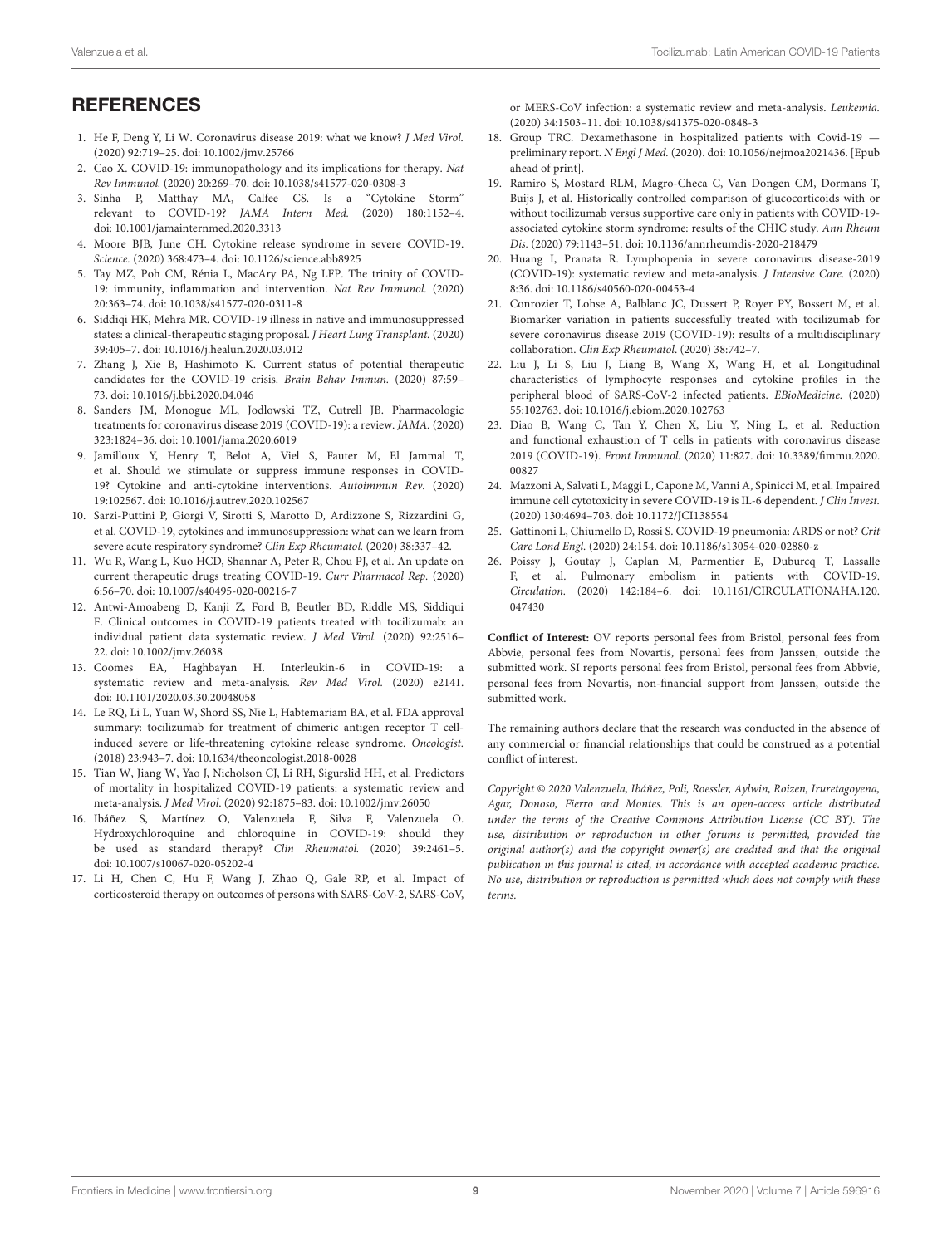## REFERENCES

1. He F, Deng Y, Li W. Coronavirus disease 2019: what we know? *J Med Virol.* (2020) 92:719–25. doi: 10.1002/jmv.25766
2. Cao X. COVID-19: immunopathology and its implications for therapy. *Nat Rev Immunol.* (2020) 20:269–70. doi: 10.1038/s41577-020-0308-3
3. Sinha P, Matthay MA, Calfee CS. Is a "Cytokine Storm" relevant to COVID-19? *JAMA Intern Med.* (2020) 180:1152–4. doi: 10.1001/jamainternmed.2020.3313
4. Moore BJB, June CH. Cytokine release syndrome in severe COVID-19. *Science.* (2020) 368:473–4. doi: 10.1126/science.abb8925
5. Tay MZ, Poh CM, Rénia L, MacAry PA, Ng LFP. The trinity of COVID-19: immunity, inflammation and intervention. *Nat Rev Immunol.* (2020) 20:363–74. doi: 10.1038/s41577-020-0311-8
6. Siddiqi HK, Mehra MR. COVID-19 illness in native and immunosuppressed states: a clinical-therapeutic staging proposal. *J Heart Lung Transplant.* (2020) 39:405–7. doi: 10.1016/j.healun.2020.03.012
7. Zhang J, Xie B, Hashimoto K. Current status of potential therapeutic candidates for the COVID-19 crisis. *Brain Behav Immun.* (2020) 87:59–73. doi: 10.1016/j.bbi.2020.04.046
8. Sanders JM, Monogue ML, Jodlowski TZ, Cutrell JB. Pharmacologic treatments for coronavirus disease 2019 (COVID-19): a review. *JAMA.* (2020) 323:1824–36. doi: 10.1001/jama.2020.6019
9. Jamilloux Y, Henry T, Belot A, Viel S, Fauter M, El Jammal T, et al. Should we stimulate or suppress immune responses in COVID-19? Cytokine and anti-cytokine interventions. *Autoimmun Rev.* (2020) 19:102567. doi: 10.1016/j.autrev.2020.102567
10. Sarzi-Puttini P, Giorgi V, Sirotti S, Marotto D, Ardizzone S, Rizzardini G, et al. COVID-19, cytokines and immunosuppression: what can we learn from severe acute respiratory syndrome? *Clin Exp Rheumatol.* (2020) 38:337–42.
11. Wu R, Wang L, Kuo HCD, Shannar A, Peter R, Chou PJ, et al. An update on current therapeutic drugs treating COVID-19. *Curr Pharmacol Rep.* (2020) 6:56–70. doi: 10.1007/s40495-020-00216-7
12. Antwi-Amoabeng D, Kanji Z, Ford B, Beutler BD, Riddle MS, Siddiqui F. Clinical outcomes in COVID-19 patients treated with tocilizumab: an individual patient data systematic review. *J Med Virol.* (2020) 92:2516–22. doi: 10.1002/jmv.26038
13. Coomes EA, Haghbayan H. Interleukin-6 in COVID-19: a systematic review and meta-analysis. *Rev Med Virol.* (2020) e2141. doi: 10.1101/2020.03.30.20048058
14. Le RQ, Li L, Yuan W, Shord SS, Nie L, Habtemariam BA, et al. FDA approval summary: tocilizumab for treatment of chimeric antigen receptor T cell-induced severe or life-threatening cytokine release syndrome. *Oncologist.* (2018) 23:943–7. doi: 10.1634/theoncologist.2018-0028
15. Tian W, Jiang W, Yao J, Nicholson CJ, Li RH, Sigurslid HH, et al. Predictors of mortality in hospitalized COVID-19 patients: a systematic review and meta-analysis. *J Med Virol.* (2020) 92:1875–83. doi: 10.1002/jmv.26050
16. Ibáñez S, Martínez O, Valenzuela F, Silva F, Valenzuela O. Hydroxychloroquine and chloroquine in COVID-19: should they be used as standard therapy? *Clin Rheumatol.* (2020) 39:2461–5. doi: 10.1007/s10067-020-05202-4
17. Li H, Chen C, Hu F, Wang J, Zhao Q, Gale RP, et al. Impact of corticosteroid therapy on outcomes of persons with SARS-CoV-2, SARS-CoV, or MERS-CoV infection: a systematic review and meta-analysis. *Leukemia.* (2020) 34:1503–11. doi: 10.1038/s41375-020-0848-3
18. Group TRC. Dexamethasone in hospitalized patients with Covid-19 — preliminary report. *N Engl J Med.* (2020). doi: 10.1056/nejmoa2021436. [Epub ahead of print].
19. Ramiro S, Mostard RLM, Magro-Checa C, Van Dongen CM, Dormans T, Buijs J, et al. Historically controlled comparison of glucocorticoids with or without tocilizumab versus supportive care only in patients with COVID-19-associated cytokine storm syndrome: results of the CHIC study. *Ann Rheum Dis.* (2020) 79:1143–51. doi: 10.1136/annrheumdis-2020-218479
20. Huang I, Pranata R. Lymphopenia in severe coronavirus disease-2019 (COVID-19): systematic review and meta-analysis. *J Intensive Care.* (2020) 8:36. doi: 10.1186/s40560-020-00453-4
21. Conrozier T, Lohse A, Balblanc JC, Dussert P, Royer PY, Bossert M, et al. Biomarker variation in patients successfully treated with tocilizumab for severe coronavirus disease 2019 (COVID-19): results of a multidisciplinary collaboration. *Clin Exp Rheumatol.* (2020) 38:742–7.
22. Liu J, Li S, Liu J, Liang B, Wang X, Wang H, et al. Longitudinal characteristics of lymphocyte responses and cytokine profiles in the peripheral blood of SARS-CoV-2 infected patients. *EBioMedicine.* (2020) 55:102763. doi: 10.1016/j.ebiom.2020.102763
23. Diao B, Wang C, Tan Y, Chen X, Liu Y, Ning L, et al. Reduction and functional exhaustion of T cells in patients with coronavirus disease 2019 (COVID-19). *Front Immunol.* (2020) 11:827. doi: 10.3389/fimmu.2020.00827
24. Mazzoni A, Salvati L, Maggi L, Capone M, Vanni A, Spinicci M, et al. Impaired immune cell cytotoxicity in severe COVID-19 is IL-6 dependent. *J Clin Invest.* (2020) 130:4694–703. doi: 10.1172/JCI138554
25. Gattinoni L, Chiumello D, Rossi S. COVID-19 pneumonia: ARDS or not? *Crit Care Lond Engl.* (2020) 24:154. doi: 10.1186/s13054-020-02880-z
26. Poissy J, Goutay J, Caplan M, Parmentier E, Duburcq T, Lassalle F, et al. Pulmonary embolism in patients with COVID-19. *Circulation.* (2020) 142:184–6. doi: 10.1161/CIRCULATIONAHA.120.047430

**Conflict of Interest:** OV reports personal fees from Bristol, personal fees from Abbvie, personal fees from Novartis, personal fees from Janssen, outside the submitted work. SI reports personal fees from Bristol, personal fees from Abbvie, personal fees from Novartis, non-financial support from Janssen, outside the submitted work.

The remaining authors declare that the research was conducted in the absence of any commercial or financial relationships that could be construed as a potential conflict of interest.

*Copyright © 2020 Valenzuela, Ibáñez, Poli, Roessler, Aylwin, Roizen, Iruretagoyena, Agar, Donoso, Fierro and Montes. This is an open-access article distributed under the terms of the Creative Commons Attribution License (CC BY). The use, distribution or reproduction in other forums is permitted, provided the original author(s) and the copyright owner(s) are credited and that the original publication in this journal is cited, in accordance with accepted academic practice. No use, distribution or reproduction is permitted which does not comply with these terms.*